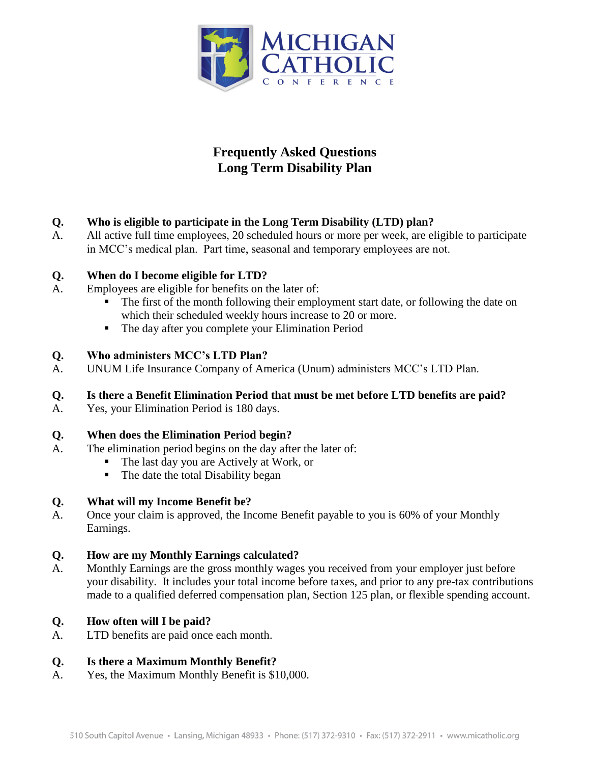# Frequently Asked Questions
# Long Term Disability Plan

**Q. Who is eligible to participate in the Long Term Disability (LTD) plan?**

A. All active full time employees, 20 scheduled hours or more per week, are eligible to participate in MCC's medical plan. Part time, seasonal and temporary employees are not.

**Q. When do I become eligible for LTD?**

A. Employees are eligible for benefits on the later of:

- The first of the month following their employment start date, or following the date on which their scheduled weekly hours increase to 20 or more.
- The day after you complete your Elimination Period

**Q. Who administers MCC's LTD Plan?**

A. UNUM Life Insurance Company of America (Unum) administers MCC's LTD Plan.

**Q. Is there a Benefit Elimination Period that must be met before LTD benefits are paid?**

A. Yes, your Elimination Period is 180 days.

**Q. When does the Elimination Period begin?**

A. The elimination period begins on the day after the later of:

- The last day you are Actively at Work, or
- The date the total Disability began

**Q. What will my Income Benefit be?**

A. Once your claim is approved, the Income Benefit payable to you is 60% of your Monthly Earnings.

**Q. How are my Monthly Earnings calculated?**

A. Monthly Earnings are the gross monthly wages you received from your employer just before your disability. It includes your total income before taxes, and prior to any pre-tax contributions made to a qualified deferred compensation plan, Section 125 plan, or flexible spending account.

**Q. How often will I be paid?**

A. LTD benefits are paid once each month.

**Q. Is there a Maximum Monthly Benefit?**

A. Yes, the Maximum Monthly Benefit is $10,000.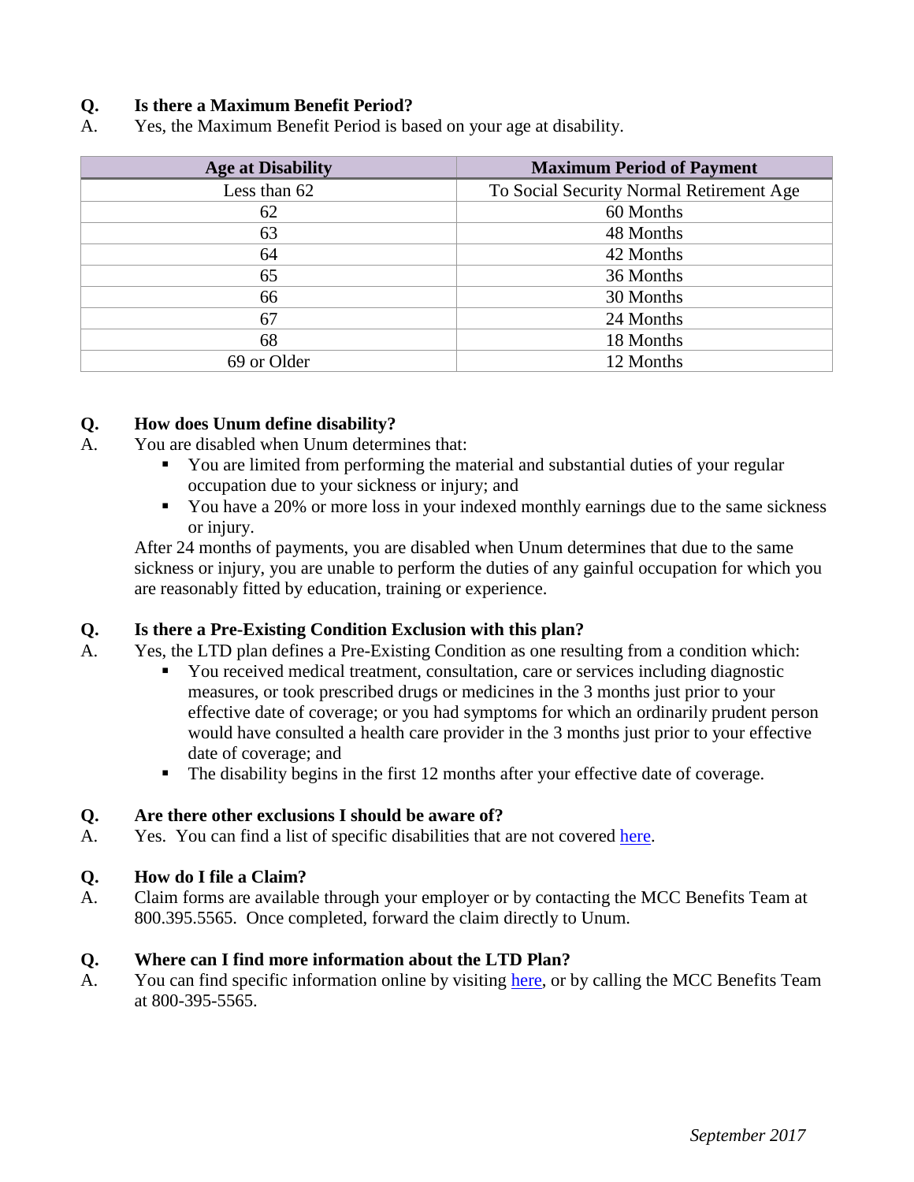**Q. Is there a Maximum Benefit Period?**

A. Yes, the Maximum Benefit Period is based on your age at disability.

| Age at Disability | Maximum Period of Payment |
|---|---|
| Less than 62 | To Social Security Normal Retirement Age |
| 62 | 60 Months |
| 63 | 48 Months |
| 64 | 42 Months |
| 65 | 36 Months |
| 66 | 30 Months |
| 67 | 24 Months |
| 68 | 18 Months |
| 69 or Older | 12 Months |

**Q. How does Unum define disability?**

A. You are disabled when Unum determines that:

- You are limited from performing the material and substantial duties of your regular occupation due to your sickness or injury; and
- You have a 20% or more loss in your indexed monthly earnings due to the same sickness or injury.

After 24 months of payments, you are disabled when Unum determines that due to the same sickness or injury, you are unable to perform the duties of any gainful occupation for which you are reasonably fitted by education, training or experience.

**Q. Is there a Pre-Existing Condition Exclusion with this plan?**

A. Yes, the LTD plan defines a Pre-Existing Condition as one resulting from a condition which:

- You received medical treatment, consultation, care or services including diagnostic measures, or took prescribed drugs or medicines in the 3 months just prior to your effective date of coverage; or you had symptoms for which an ordinarily prudent person would have consulted a health care provider in the 3 months just prior to your effective date of coverage; and
- The disability begins in the first 12 months after your effective date of coverage.

**Q. Are there other exclusions I should be aware of?**

A. Yes. You can find a list of specific disabilities that are not covered here.

**Q. How do I file a Claim?**

A. Claim forms are available through your employer or by contacting the MCC Benefits Team at 800.395.5565. Once completed, forward the claim directly to Unum.

**Q. Where can I find more information about the LTD Plan?**

A. You can find specific information online by visiting here, or by calling the MCC Benefits Team at 800-395-5565.

*September 2017*